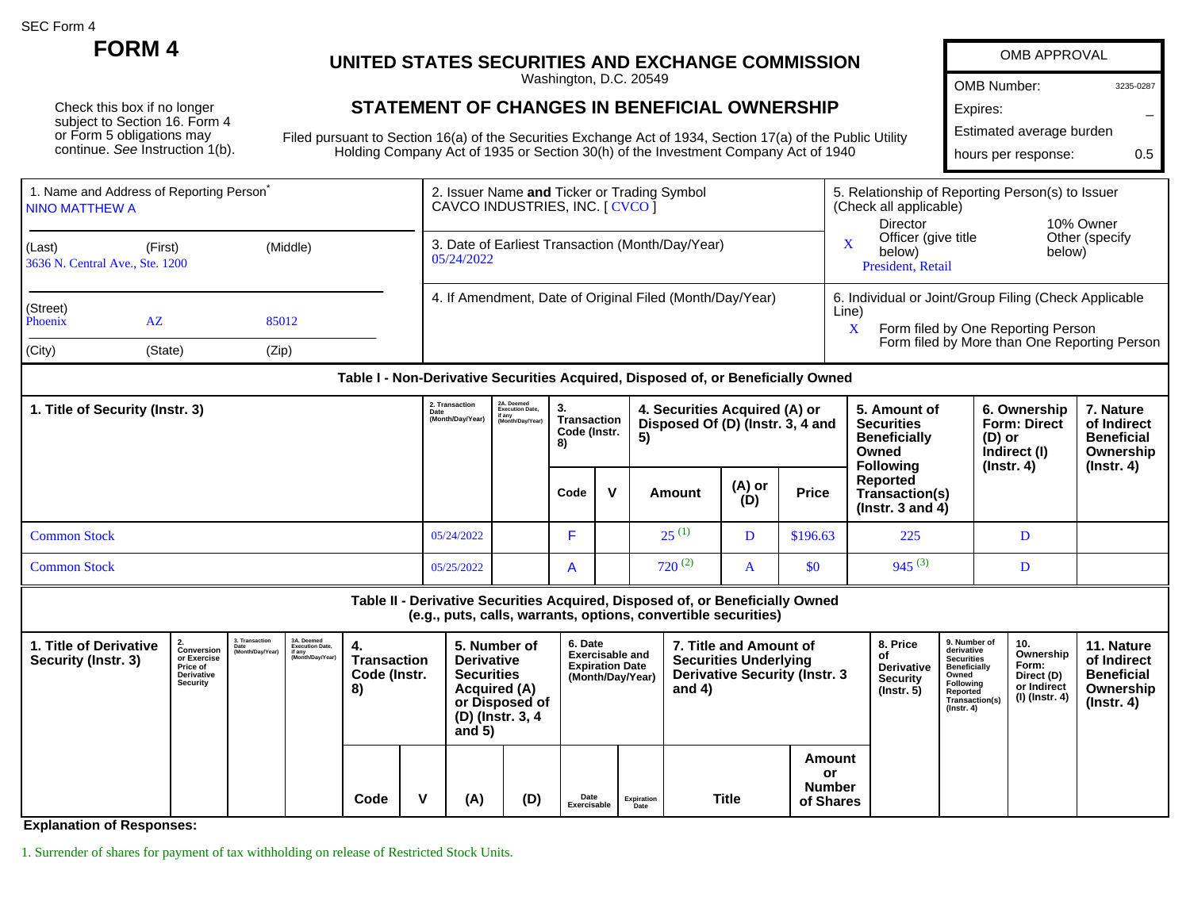SEC Form 4

# FORM 4

## UNITED STATES SECURITIES AND EXCHANGE COMMISSION

Washington, D.C. 20549

## STATEMENT OF CHANGES IN BENEFICIAL OWNERSHIP

Filed pursuant to Section 16(a) of the Securities Exchange Act of 1934, Section 17(a) of the Public Utility Holding Company Act of 1935 or Section 30(h) of the Investment Company Act of 1940

Check this box if no longer subject to Section 16. Form 4 or Form 5 obligations may continue. *See* Instruction 1(b).

| OMB APPROVAL | |
|---|---|
| OMB Number: | 3235-0287 |
| Expires: | – |
| Estimated average burden hours per response: | 0.5 |

1. Name and Address of Reporting Person*
NINO MATTHEW A

(Last) (First) (Middle)
3636 N. Central Ave., Ste. 1200

(Street)
Phoenix AZ 85012

(City) (State) (Zip)

2. Issuer Name **and** Ticker or Trading Symbol
CAVCO INDUSTRIES, INC. [ CVCO ]

3. Date of Earliest Transaction (Month/Day/Year)
05/24/2022

4. If Amendment, Date of Original Filed (Month/Day/Year)

5. Relationship of Reporting Person(s) to Issuer (Check all applicable)
Director
10% Owner
X Officer (give title below)
Other (specify below)
President, Retail

6. Individual or Joint/Group Filing (Check Applicable Line)
X Form filed by One Reporting Person
Form filed by More than One Reporting Person

### Table I - Non-Derivative Securities Acquired, Disposed of, or Beneficially Owned

| 1. Title of Security (Instr. 3) | 2. Transaction Date (Month/Day/Year) | 2A. Deemed Execution Date, if any (Month/Day/Year) | 3. Transaction Code (Instr. 8) | | 4. Securities Acquired (A) or Disposed Of (D) (Instr. 3, 4 and 5) | | | 5. Amount of Securities Beneficially Owned Following Reported Transaction(s) (Instr. 3 and 4) | 6. Ownership Form: Direct (D) or Indirect (I) (Instr. 4) | 7. Nature of Indirect Beneficial Ownership (Instr. 4) |
|---|---|---|---|---|---|---|---|---|---|---|
| | | | Code | V | Amount | (A) or (D) | Price | | | |
| Common Stock | 05/24/2022 | | F | | 25 [(1)] | D | $196.63 | 225 | D | |
| Common Stock | 05/25/2022 | | A | | 720 [(2)] | A | $0 | 945 [(3)] | D | |

### Table II - Derivative Securities Acquired, Disposed of, or Beneficially Owned (e.g., puts, calls, warrants, options, convertible securities)

| 1. Title of Derivative Security (Instr. 3) | 2. Conversion or Exercise Price of Derivative Security | 3. Transaction Date (Month/Day/Year) | 3A. Deemed Execution Date, if any (Month/Day/Year) | 4. Transaction Code (Instr. 8) | | 5. Number of Derivative Securities Acquired (A) or Disposed of (D) (Instr. 3, 4 and 5) | | 6. Date Exercisable and Expiration Date (Month/Day/Year) | | 7. Title and Amount of Securities Underlying Derivative Security (Instr. 3 and 4) | | 8. Price of Derivative Security (Instr. 5) | 9. Number of derivative Securities Beneficially Owned Following Reported Transaction(s) (Instr. 4) | 10. Ownership Form: Direct (D) or Indirect (I) (Instr. 4) | 11. Nature of Indirect Beneficial Ownership (Instr. 4) |
|---|---|---|---|---|---|---|---|---|---|---|---|---|---|---|---|
| | | | | Code | V | (A) | (D) | Date Exercisable | Expiration Date | Title | Amount or Number of Shares | | | | |

**Explanation of Responses:**

1. Surrender of shares for payment of tax withholding on release of Restricted Stock Units.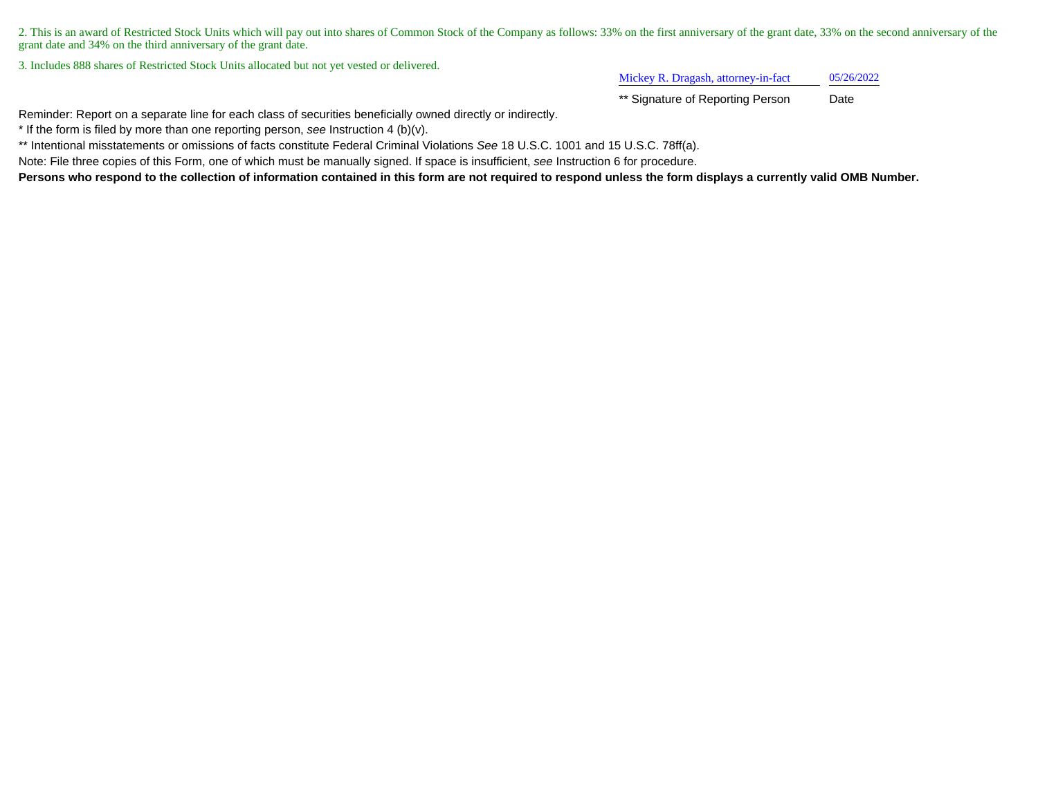2. This is an award of Restricted Stock Units which will pay out into shares of Common Stock of the Company as follows: 33% on the first anniversary of the grant date, 33% on the second anniversary of the grant date and 34% on the third anniversary of the grant date.

3. Includes 888 shares of Restricted Stock Units allocated but not yet vested or delivered.

| Mickey R. Dragash, attorney-in-fact | 05/26/2022 |
|---|---|
| ** Signature of Reporting Person | Date |

Reminder: Report on a separate line for each class of securities beneficially owned directly or indirectly.

* If the form is filed by more than one reporting person, *see* Instruction 4 (b)(v).

** Intentional misstatements or omissions of facts constitute Federal Criminal Violations *See* 18 U.S.C. 1001 and 15 U.S.C. 78ff(a).

Note: File three copies of this Form, one of which must be manually signed. If space is insufficient, *see* Instruction 6 for procedure.

**Persons who respond to the collection of information contained in this form are not required to respond unless the form displays a currently valid OMB Number.**